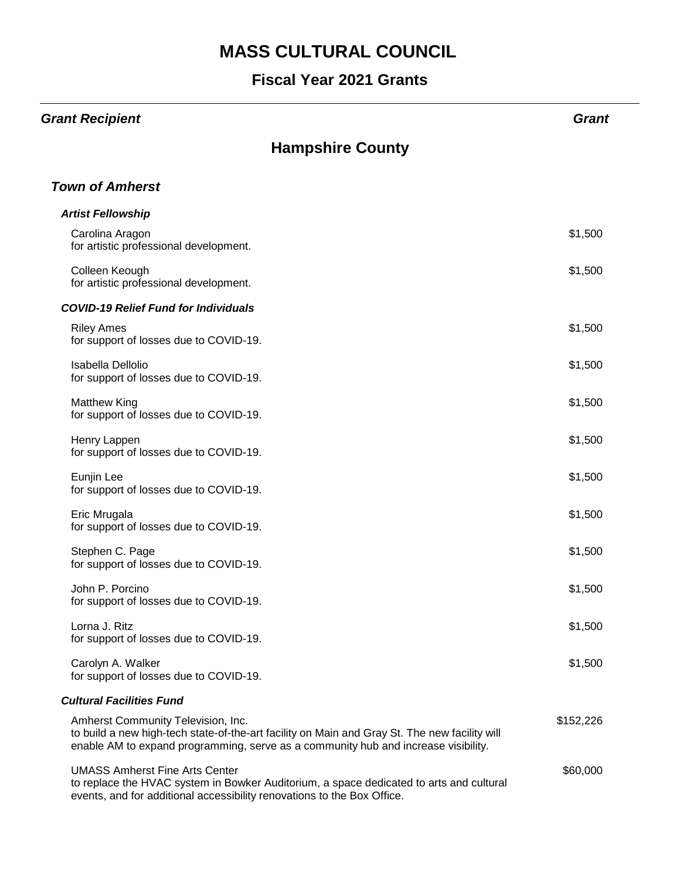# MASS CULTURAL COUNCIL

## Fiscal Year 2021 Grants

| ***Grant Recipient*** | ***Grant*** |
|---|---|

## Hampshire County

### *Town of Amherst*

#### *Artist Fellowship*

| Recipient | Grant |
|---|---|
| Carolina Aragon<br>for artistic professional development. | $1,500 |
| Colleen Keough<br>for artistic professional development. | $1,500 |

#### *COVID-19 Relief Fund for Individuals*

| Recipient | Grant |
|---|---|
| Riley Ames<br>for support of losses due to COVID-19. | $1,500 |
| Isabella Dellolio<br>for support of losses due to COVID-19. | $1,500 |
| Matthew King<br>for support of losses due to COVID-19. | $1,500 |
| Henry Lappen<br>for support of losses due to COVID-19. | $1,500 |
| Eunjin Lee<br>for support of losses due to COVID-19. | $1,500 |
| Eric Mrugala<br>for support of losses due to COVID-19. | $1,500 |
| Stephen C. Page<br>for support of losses due to COVID-19. | $1,500 |
| John P. Porcino<br>for support of losses due to COVID-19. | $1,500 |
| Lorna J. Ritz<br>for support of losses due to COVID-19. | $1,500 |
| Carolyn A. Walker<br>for support of losses due to COVID-19. | $1,500 |

#### *Cultural Facilities Fund*

| Recipient | Grant |
|---|---|
| Amherst Community Television, Inc.<br>to build a new high-tech state-of-the-art facility on Main and Gray St. The new facility will enable AM to expand programming, serve as a community hub and increase visibility. | $152,226 |
| UMASS Amherst Fine Arts Center<br>to replace the HVAC system in Bowker Auditorium, a space dedicated to arts and cultural events, and for additional accessibility renovations to the Box Office. | $60,000 |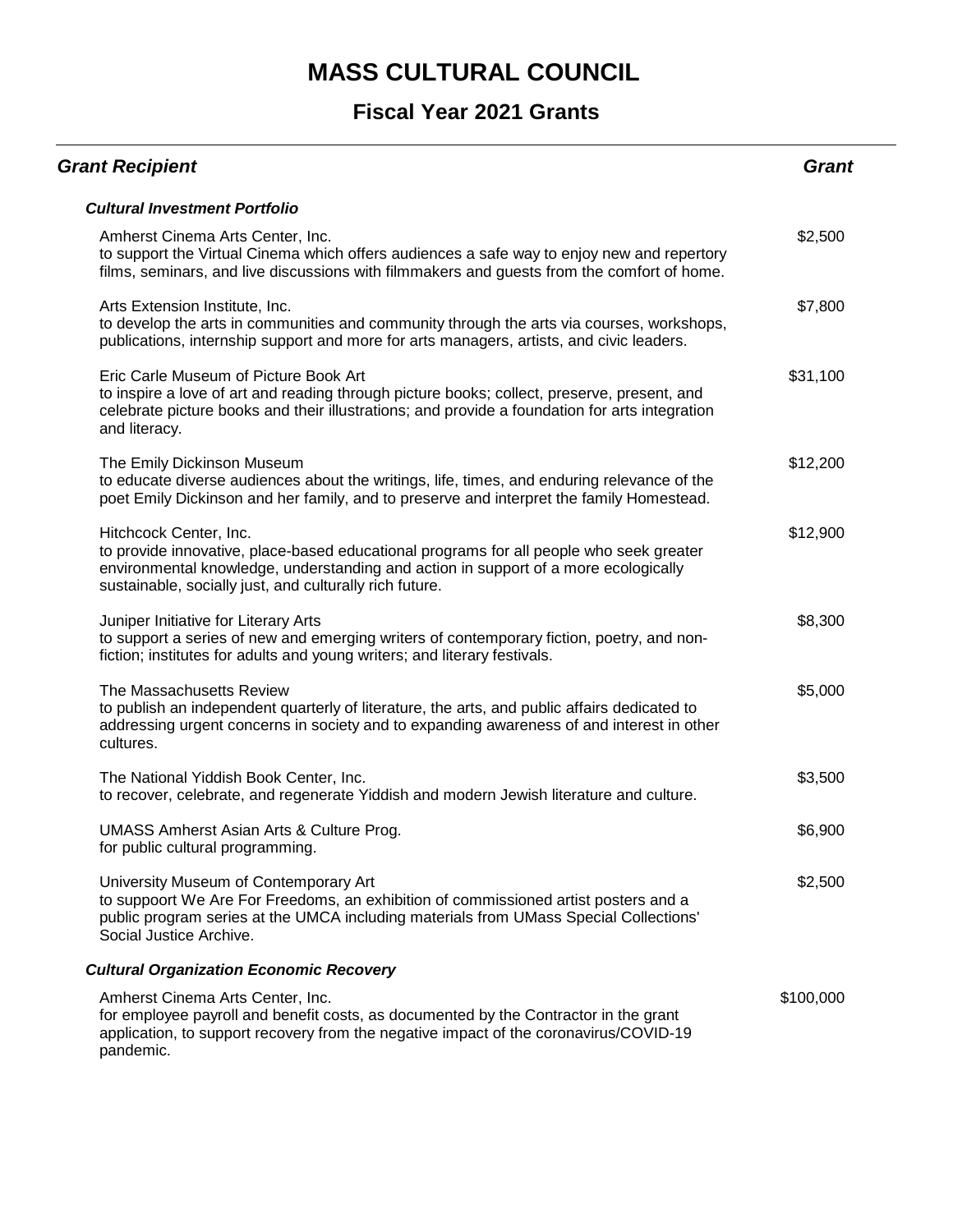# MASS CULTURAL COUNCIL

## Fiscal Year 2021 Grants

| Grant Recipient | Grant |
| --- | --- |
| ***Cultural Investment Portfolio*** | |
| Amherst Cinema Arts Center, Inc.<br>to support the Virtual Cinema which offers audiences a safe way to enjoy new and repertory films, seminars, and live discussions with filmmakers and guests from the comfort of home. | $2,500 |
| Arts Extension Institute, Inc.<br>to develop the arts in communities and community through the arts via courses, workshops, publications, internship support and more for arts managers, artists, and civic leaders. | $7,800 |
| Eric Carle Museum of Picture Book Art<br>to inspire a love of art and reading through picture books; collect, preserve, present, and celebrate picture books and their illustrations; and provide a foundation for arts integration and literacy. | $31,100 |
| The Emily Dickinson Museum<br>to educate diverse audiences about the writings, life, times, and enduring relevance of the poet Emily Dickinson and her family, and to preserve and interpret the family Homestead. | $12,200 |
| Hitchcock Center, Inc.<br>to provide innovative, place-based educational programs for all people who seek greater environmental knowledge, understanding and action in support of a more ecologically sustainable, socially just, and culturally rich future. | $12,900 |
| Juniper Initiative for Literary Arts<br>to support a series of new and emerging writers of contemporary fiction, poetry, and non-fiction; institutes for adults and young writers; and literary festivals. | $8,300 |
| The Massachusetts Review<br>to publish an independent quarterly of literature, the arts, and public affairs dedicated to addressing urgent concerns in society and to expanding awareness of and interest in other cultures. | $5,000 |
| The National Yiddish Book Center, Inc.<br>to recover, celebrate, and regenerate Yiddish and modern Jewish literature and culture. | $3,500 |
| UMASS Amherst Asian Arts & Culture Prog.<br>for public cultural programming. | $6,900 |
| University Museum of Contemporary Art<br>to suppoort We Are For Freedoms, an exhibition of commissioned artist posters and a public program series at the UMCA including materials from UMass Special Collections' Social Justice Archive. | $2,500 |
| ***Cultural Organization Economic Recovery*** | |
| Amherst Cinema Arts Center, Inc.<br>for employee payroll and benefit costs, as documented by the Contractor in the grant application, to support recovery from the negative impact of the coronavirus/COVID-19 pandemic. | $100,000 |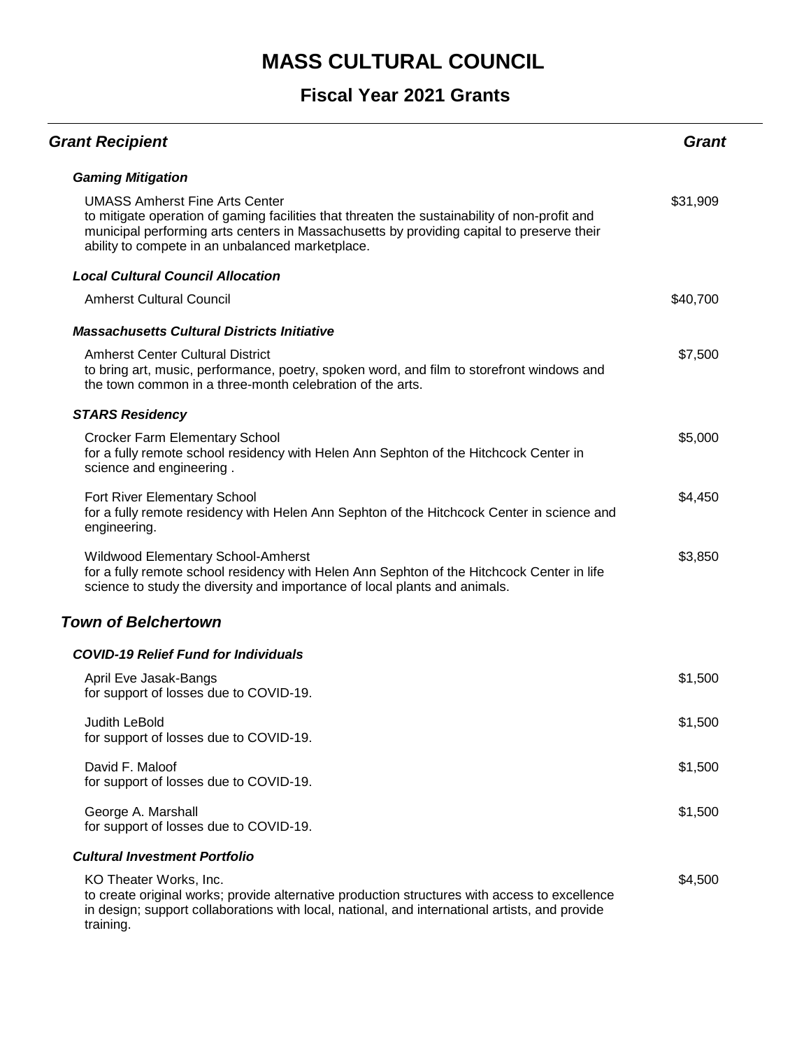# MASS CULTURAL COUNCIL

## Fiscal Year 2021 Grants

| Grant Recipient | Grant |
| --- | --- |
| ***Gaming Mitigation*** | |
| UMASS Amherst Fine Arts Center<br>to mitigate operation of gaming facilities that threaten the sustainability of non-profit and municipal performing arts centers in Massachusetts by providing capital to preserve their ability to compete in an unbalanced marketplace. | $31,909 |
| ***Local Cultural Council Allocation*** | |
| Amherst Cultural Council | $40,700 |
| ***Massachusetts Cultural Districts Initiative*** | |
| Amherst Center Cultural District<br>to bring art, music, performance, poetry, spoken word, and film to storefront windows and the town common in a three-month celebration of the arts. | $7,500 |
| ***STARS Residency*** | |
| Crocker Farm Elementary School<br>for a fully remote school residency with Helen Ann Sephton of the Hitchcock Center in science and engineering . | $5,000 |
| Fort River Elementary School<br>for a fully remote residency with Helen Ann Sephton of the Hitchcock Center in science and engineering. | $4,450 |
| Wildwood Elementary School-Amherst<br>for a fully remote school residency with Helen Ann Sephton of the Hitchcock Center in life science to study the diversity and importance of local plants and animals. | $3,850 |

### *Town of Belchertown*

| Grant Recipient | Grant |
| --- | --- |
| ***COVID-19 Relief Fund for Individuals*** | |
| April Eve Jasak-Bangs<br>for support of losses due to COVID-19. | $1,500 |
| Judith LeBold<br>for support of losses due to COVID-19. | $1,500 |
| David F. Maloof<br>for support of losses due to COVID-19. | $1,500 |
| George A. Marshall<br>for support of losses due to COVID-19. | $1,500 |
| ***Cultural Investment Portfolio*** | |
| KO Theater Works, Inc.<br>to create original works; provide alternative production structures with access to excellence in design; support collaborations with local, national, and international artists, and provide training. | $4,500 |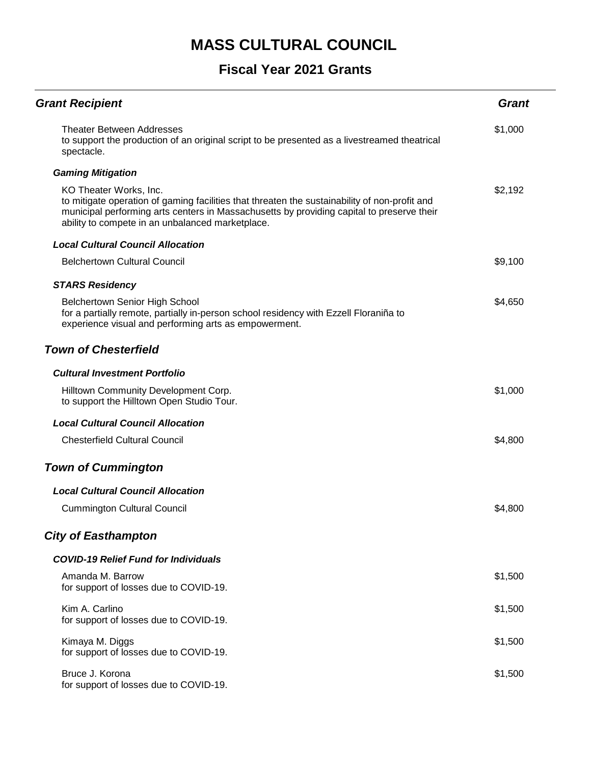# MASS CULTURAL COUNCIL

## Fiscal Year 2021 Grants

| Grant Recipient | Grant |
|---|---|
| Theater Between Addresses<br>to support the production of an original script to be presented as a livestreamed theatrical spectacle. | $1,000 |
| ***Gaming Mitigation*** | |
| KO Theater Works, Inc.<br>to mitigate operation of gaming facilities that threaten the sustainability of non-profit and municipal performing arts centers in Massachusetts by providing capital to preserve their ability to compete in an unbalanced marketplace. | $2,192 |
| ***Local Cultural Council Allocation*** | |
| Belchertown Cultural Council | $9,100 |
| ***STARS Residency*** | |
| Belchertown Senior High School<br>for a partially remote, partially in-person school residency with Ezzell Floraniña to experience visual and performing arts as empowerment. | $4,650 |

### Town of Chesterfield

| Grant Recipient | Grant |
|---|---|
| ***Cultural Investment Portfolio*** | |
| Hilltown Community Development Corp.<br>to support the Hilltown Open Studio Tour. | $1,000 |
| ***Local Cultural Council Allocation*** | |
| Chesterfield Cultural Council | $4,800 |

### Town of Cummington

| Grant Recipient | Grant |
|---|---|
| ***Local Cultural Council Allocation*** | |
| Cummington Cultural Council | $4,800 |

### City of Easthampton

| Grant Recipient | Grant |
|---|---|
| ***COVID-19 Relief Fund for Individuals*** | |
| Amanda M. Barrow<br>for support of losses due to COVID-19. | $1,500 |
| Kim A. Carlino<br>for support of losses due to COVID-19. | $1,500 |
| Kimaya M. Diggs<br>for support of losses due to COVID-19. | $1,500 |
| Bruce J. Korona<br>for support of losses due to COVID-19. | $1,500 |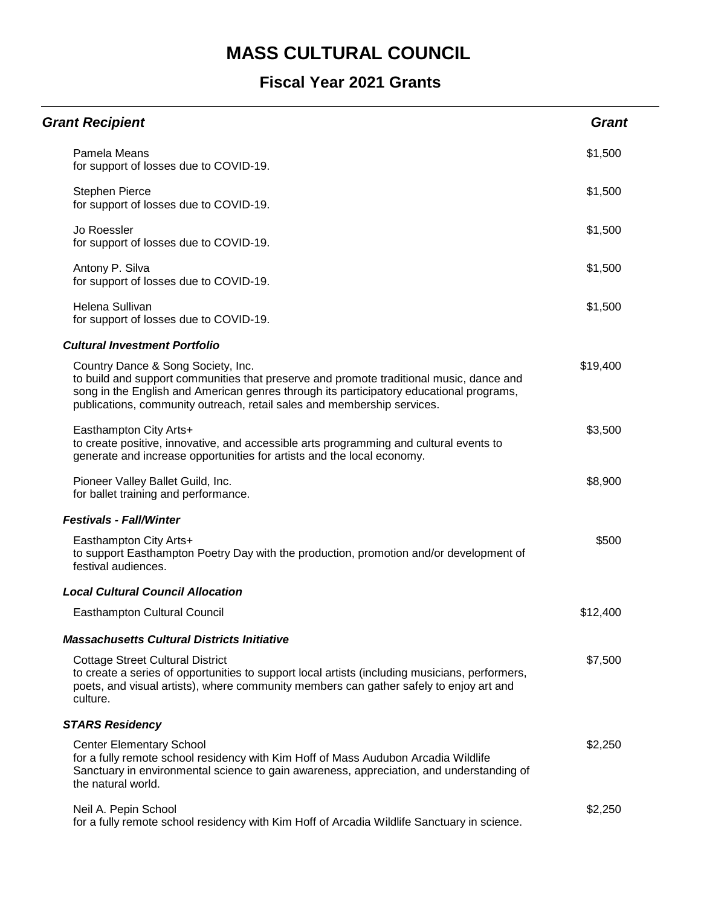# MASS CULTURAL COUNCIL

## Fiscal Year 2021 Grants

| Grant Recipient | Grant |
| --- | --- |
| Pamela Means<br>for support of losses due to COVID-19. | $1,500 |
| Stephen Pierce<br>for support of losses due to COVID-19. | $1,500 |
| Jo Roessler<br>for support of losses due to COVID-19. | $1,500 |
| Antony P. Silva<br>for support of losses due to COVID-19. | $1,500 |
| Helena Sullivan<br>for support of losses due to COVID-19. | $1,500 |
| ***Cultural Investment Portfolio*** | |
| Country Dance & Song Society, Inc.<br>to build and support communities that preserve and promote traditional music, dance and song in the English and American genres through its participatory educational programs, publications, community outreach, retail sales and membership services. | $19,400 |
| Easthampton City Arts+<br>to create positive, innovative, and accessible arts programming and cultural events to generate and increase opportunities for artists and the local economy. | $3,500 |
| Pioneer Valley Ballet Guild, Inc.<br>for ballet training and performance. | $8,900 |
| ***Festivals - Fall/Winter*** | |
| Easthampton City Arts+<br>to support Easthampton Poetry Day with the production, promotion and/or development of festival audiences. | $500 |
| ***Local Cultural Council Allocation*** | |
| Easthampton Cultural Council | $12,400 |
| ***Massachusetts Cultural Districts Initiative*** | |
| Cottage Street Cultural District<br>to create a series of opportunities to support local artists (including musicians, performers, poets, and visual artists), where community members can gather safely to enjoy art and culture. | $7,500 |
| ***STARS Residency*** | |
| Center Elementary School<br>for a fully remote school residency with Kim Hoff of Mass Audubon Arcadia Wildlife Sanctuary in environmental science to gain awareness, appreciation, and understanding of the natural world. | $2,250 |
| Neil A. Pepin School<br>for a fully remote school residency with Kim Hoff of Arcadia Wildlife Sanctuary in science. | $2,250 |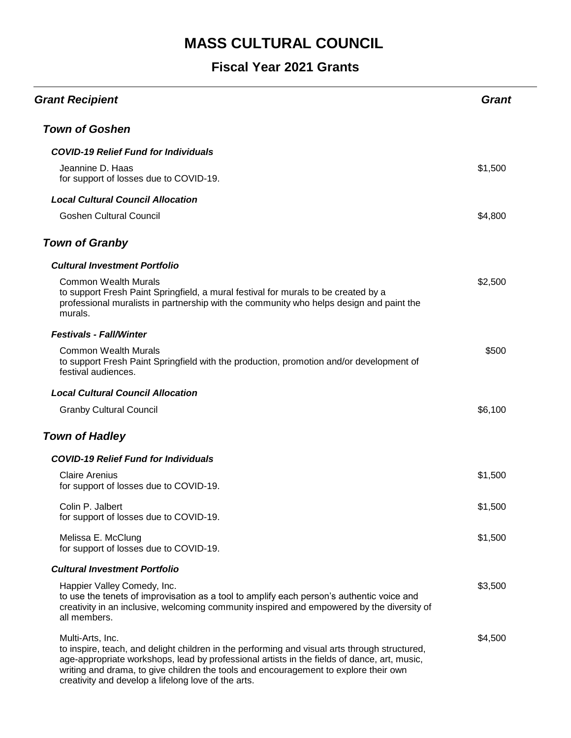# MASS CULTURAL COUNCIL

## Fiscal Year 2021 Grants

| *Grant Recipient* | *Grant* |
|---|---|

### *Town of Goshen*

#### *COVID-19 Relief Fund for Individuals*

| | |
|---|---|
| Jeannine D. Haas<br>for support of losses due to COVID-19. | $1,500 |

#### *Local Cultural Council Allocation*

| | |
|---|---|
| Goshen Cultural Council | $4,800 |

### *Town of Granby*

#### *Cultural Investment Portfolio*

| | |
|---|---|
| Common Wealth Murals<br>to support Fresh Paint Springfield, a mural festival for murals to be created by a professional muralists in partnership with the community who helps design and paint the murals. | $2,500 |

#### *Festivals - Fall/Winter*

| | |
|---|---|
| Common Wealth Murals<br>to support Fresh Paint Springfield with the production, promotion and/or development of festival audiences. | $500 |

#### *Local Cultural Council Allocation*

| | |
|---|---|
| Granby Cultural Council | $6,100 |

### *Town of Hadley*

#### *COVID-19 Relief Fund for Individuals*

| | |
|---|---|
| Claire Arenius<br>for support of losses due to COVID-19. | $1,500 |
| Colin P. Jalbert<br>for support of losses due to COVID-19. | $1,500 |
| Melissa E. McClung<br>for support of losses due to COVID-19. | $1,500 |

#### *Cultural Investment Portfolio*

| | |
|---|---|
| Happier Valley Comedy, Inc.<br>to use the tenets of improvisation as a tool to amplify each person's authentic voice and creativity in an inclusive, welcoming community inspired and empowered by the diversity of all members. | $3,500 |
| Multi-Arts, Inc.<br>to inspire, teach, and delight children in the performing and visual arts through structured, age-appropriate workshops, lead by professional artists in the fields of dance, art, music, writing and drama, to give children the tools and encouragement to explore their own creativity and develop a lifelong love of the arts. | $4,500 |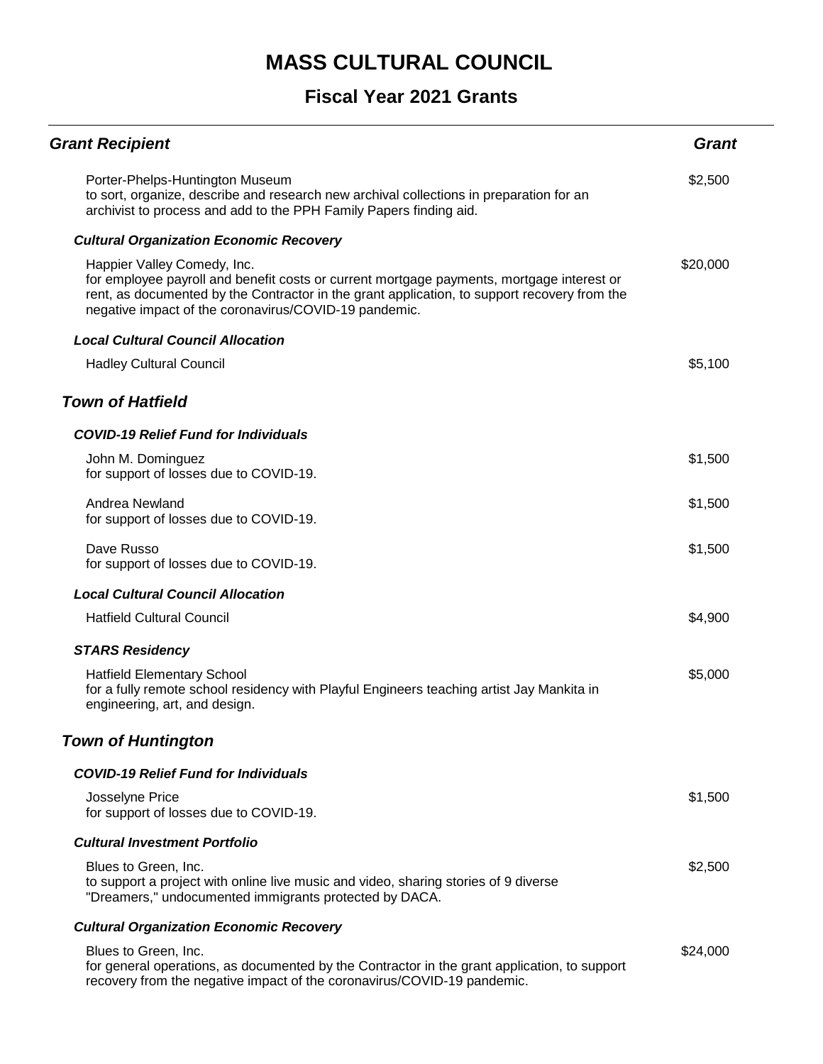# MASS CULTURAL COUNCIL

## Fiscal Year 2021 Grants

| Grant Recipient | Grant |
|---|---|
| Porter-Phelps-Huntington Museum<br>to sort, organize, describe and research new archival collections in preparation for an archivist to process and add to the PPH Family Papers finding aid. | $2,500 |
| ***Cultural Organization Economic Recovery*** | |
| Happier Valley Comedy, Inc.<br>for employee payroll and benefit costs or current mortgage payments, mortgage interest or rent, as documented by the Contractor in the grant application, to support recovery from the negative impact of the coronavirus/COVID-19 pandemic. | $20,000 |
| ***Local Cultural Council Allocation*** | |
| Hadley Cultural Council | $5,100 |

### *Town of Hatfield*

| Grant Recipient | Grant |
|---|---|
| ***COVID-19 Relief Fund for Individuals*** | |
| John M. Dominguez<br>for support of losses due to COVID-19. | $1,500 |
| Andrea Newland<br>for support of losses due to COVID-19. | $1,500 |
| Dave Russo<br>for support of losses due to COVID-19. | $1,500 |
| ***Local Cultural Council Allocation*** | |
| Hatfield Cultural Council | $4,900 |
| ***STARS Residency*** | |
| Hatfield Elementary School<br>for a fully remote school residency with Playful Engineers teaching artist Jay Mankita in engineering, art, and design. | $5,000 |

### *Town of Huntington*

| Grant Recipient | Grant |
|---|---|
| ***COVID-19 Relief Fund for Individuals*** | |
| Josselyne Price<br>for support of losses due to COVID-19. | $1,500 |
| ***Cultural Investment Portfolio*** | |
| Blues to Green, Inc.<br>to support a project with online live music and video, sharing stories of 9 diverse "Dreamers," undocumented immigrants protected by DACA. | $2,500 |
| ***Cultural Organization Economic Recovery*** | |
| Blues to Green, Inc.<br>for general operations, as documented by the Contractor in the grant application, to support recovery from the negative impact of the coronavirus/COVID-19 pandemic. | $24,000 |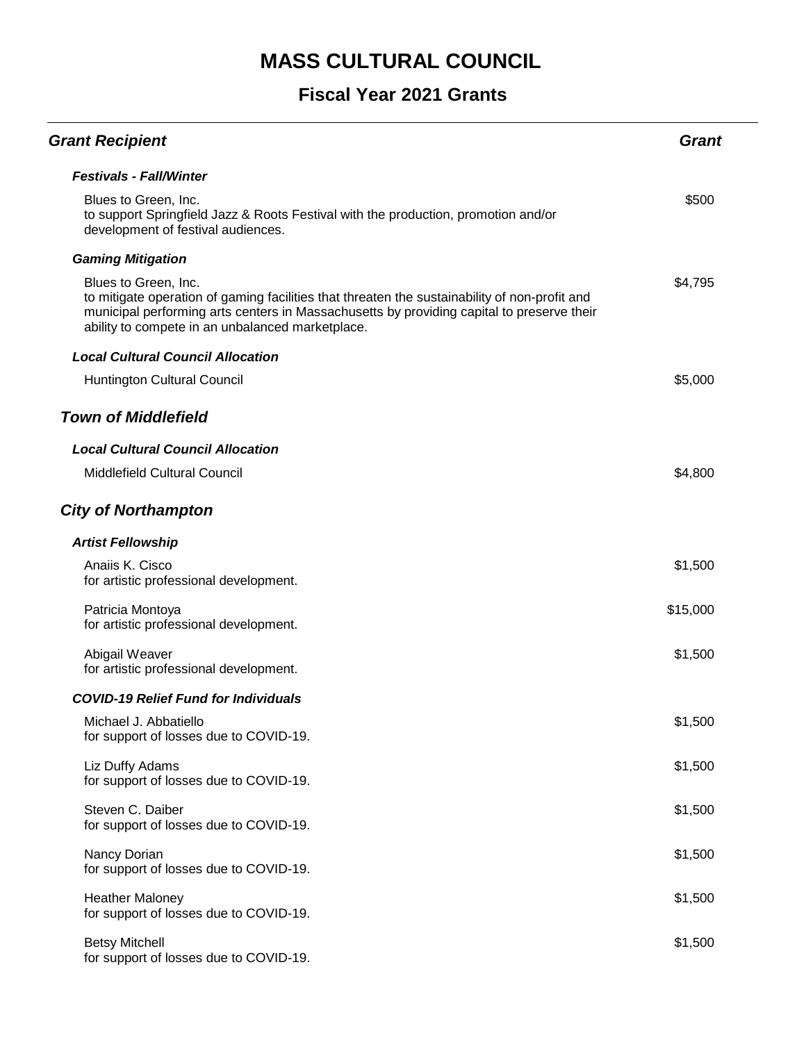# MASS CULTURAL COUNCIL

## Fiscal Year 2021 Grants

| *Grant Recipient* | *Grant* |
|---|---|
| ***Festivals - Fall/Winter*** | |
| Blues to Green, Inc.<br>to support Springfield Jazz & Roots Festival with the production, promotion and/or development of festival audiences. | $500 |
| ***Gaming Mitigation*** | |
| Blues to Green, Inc.<br>to mitigate operation of gaming facilities that threaten the sustainability of non-profit and municipal performing arts centers in Massachusetts by providing capital to preserve their ability to compete in an unbalanced marketplace. | $4,795 |
| ***Local Cultural Council Allocation*** | |
| Huntington Cultural Council | $5,000 |

### *Town of Middlefield*

| | |
|---|---|
| ***Local Cultural Council Allocation*** | |
| Middlefield Cultural Council | $4,800 |

### *City of Northampton*

| | |
|---|---|
| ***Artist Fellowship*** | |
| Anaiis K. Cisco<br>for artistic professional development. | $1,500 |
| Patricia Montoya<br>for artistic professional development. | $15,000 |
| Abigail Weaver<br>for artistic professional development. | $1,500 |
| ***COVID-19 Relief Fund for Individuals*** | |
| Michael J. Abbatiello<br>for support of losses due to COVID-19. | $1,500 |
| Liz Duffy Adams<br>for support of losses due to COVID-19. | $1,500 |
| Steven C. Daiber<br>for support of losses due to COVID-19. | $1,500 |
| Nancy Dorian<br>for support of losses due to COVID-19. | $1,500 |
| Heather Maloney<br>for support of losses due to COVID-19. | $1,500 |
| Betsy Mitchell<br>for support of losses due to COVID-19. | $1,500 |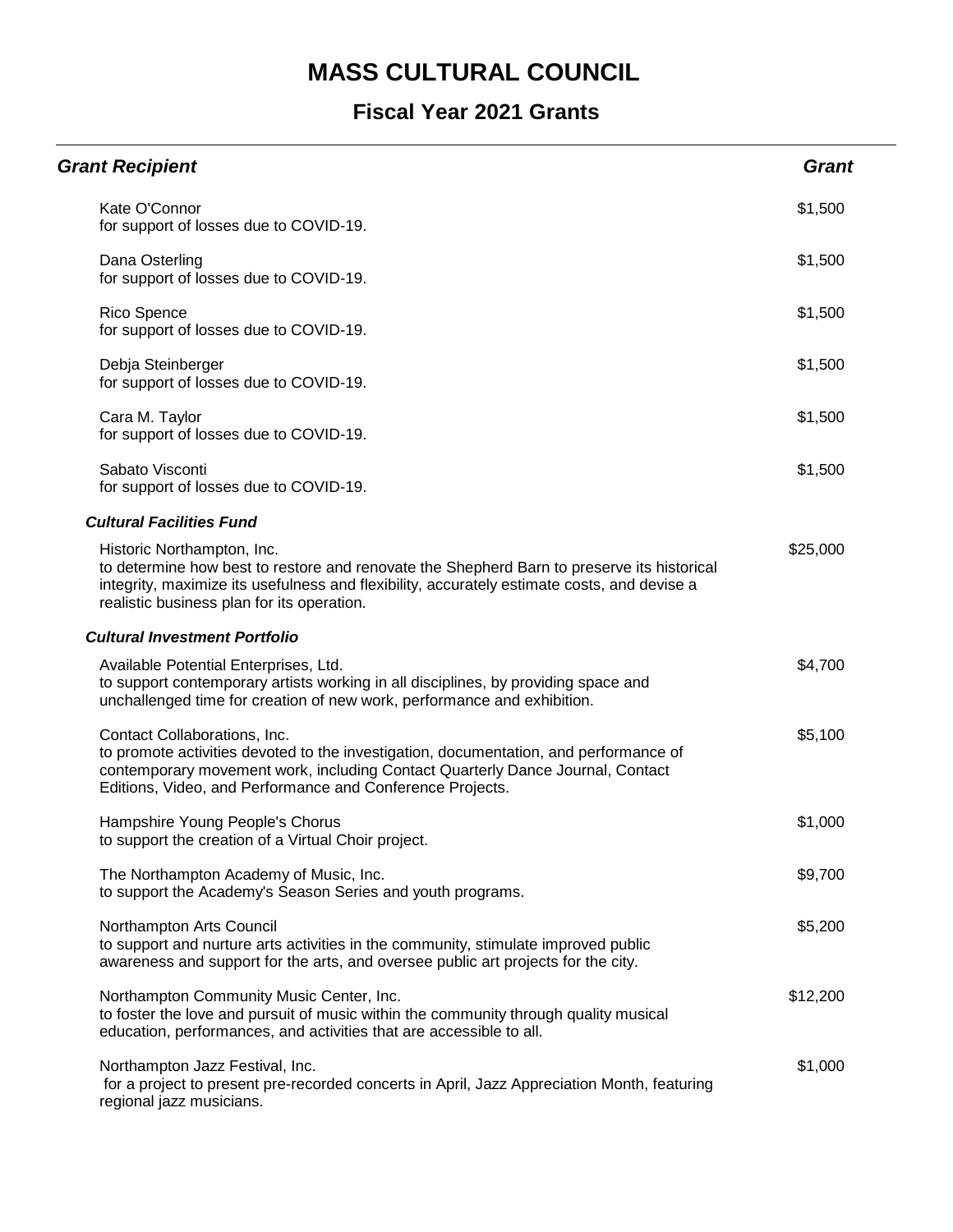# MASS CULTURAL COUNCIL

## Fiscal Year 2021 Grants

| *Grant Recipient* | *Grant* |
| --- | --- |
| Kate O'Connor<br>for support of losses due to COVID-19. | $1,500 |
| Dana Osterling<br>for support of losses due to COVID-19. | $1,500 |
| Rico Spence<br>for support of losses due to COVID-19. | $1,500 |
| Debja Steinberger<br>for support of losses due to COVID-19. | $1,500 |
| Cara M. Taylor<br>for support of losses due to COVID-19. | $1,500 |
| Sabato Visconti<br>for support of losses due to COVID-19. | $1,500 |
| ***Cultural Facilities Fund*** | |
| Historic Northampton, Inc.<br>to determine how best to restore and renovate the Shepherd Barn to preserve its historical integrity, maximize its usefulness and flexibility, accurately estimate costs, and devise a realistic business plan for its operation. | $25,000 |
| ***Cultural Investment Portfolio*** | |
| Available Potential Enterprises, Ltd.<br>to support contemporary artists working in all disciplines, by providing space and unchallenged time for creation of new work, performance and exhibition. | $4,700 |
| Contact Collaborations, Inc.<br>to promote activities devoted to the investigation, documentation, and performance of contemporary movement work, including Contact Quarterly Dance Journal, Contact Editions, Video, and Performance and Conference Projects. | $5,100 |
| Hampshire Young People's Chorus<br>to support the creation of a Virtual Choir project. | $1,000 |
| The Northampton Academy of Music, Inc.<br>to support the Academy's Season Series and youth programs. | $9,700 |
| Northampton Arts Council<br>to support and nurture arts activities in the community, stimulate improved public awareness and support for the arts, and oversee public art projects for the city. | $5,200 |
| Northampton Community Music Center, Inc.<br>to foster the love and pursuit of music within the community through quality musical education, performances, and activities that are accessible to all. | $12,200 |
| Northampton Jazz Festival, Inc.<br>for a project to present pre-recorded concerts in April, Jazz Appreciation Month, featuring regional jazz musicians. | $1,000 |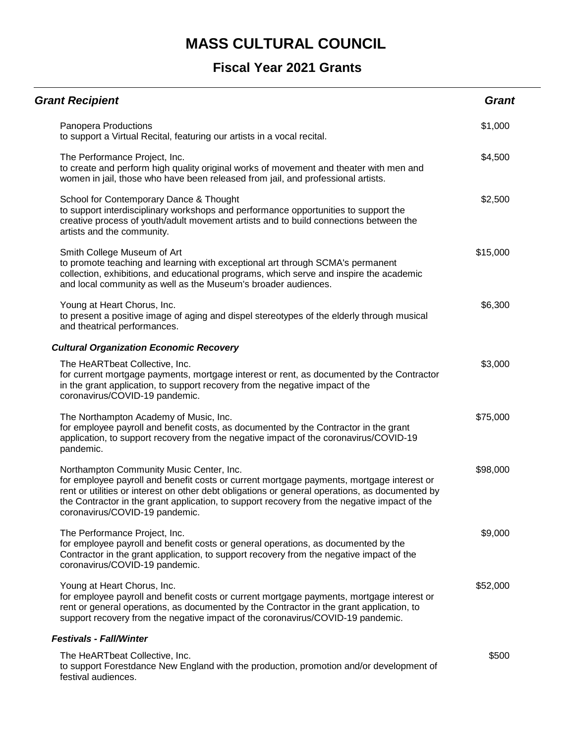# MASS CULTURAL COUNCIL

## Fiscal Year 2021 Grants

| Grant Recipient | Grant |
|---|---|
| Panopera Productions<br>to support a Virtual Recital, featuring our artists in a vocal recital. | $1,000 |
| The Performance Project, Inc.<br>to create and perform high quality original works of movement and theater with men and women in jail, those who have been released from jail, and professional artists. | $4,500 |
| School for Contemporary Dance & Thought<br>to support interdisciplinary workshops and performance opportunities to support the creative process of youth/adult movement artists and to build connections between the artists and the community. | $2,500 |
| Smith College Museum of Art<br>to promote teaching and learning with exceptional art through SCMA's permanent collection, exhibitions, and educational programs, which serve and inspire the academic and local community as well as the Museum's broader audiences. | $15,000 |
| Young at Heart Chorus, Inc.<br>to present a positive image of aging and dispel stereotypes of the elderly through musical and theatrical performances. | $6,300 |
| ***Cultural Organization Economic Recovery*** | |
| The HeARTbeat Collective, Inc.<br>for current mortgage payments, mortgage interest or rent, as documented by the Contractor in the grant application, to support recovery from the negative impact of the coronavirus/COVID-19 pandemic. | $3,000 |
| The Northampton Academy of Music, Inc.<br>for employee payroll and benefit costs, as documented by the Contractor in the grant application, to support recovery from the negative impact of the coronavirus/COVID-19 pandemic. | $75,000 |
| Northampton Community Music Center, Inc.<br>for employee payroll and benefit costs or current mortgage payments, mortgage interest or rent or utilities or interest on other debt obligations or general operations, as documented by the Contractor in the grant application, to support recovery from the negative impact of the coronavirus/COVID-19 pandemic. | $98,000 |
| The Performance Project, Inc.<br>for employee payroll and benefit costs or general operations, as documented by the Contractor in the grant application, to support recovery from the negative impact of the coronavirus/COVID-19 pandemic. | $9,000 |
| Young at Heart Chorus, Inc.<br>for employee payroll and benefit costs or current mortgage payments, mortgage interest or rent or general operations, as documented by the Contractor in the grant application, to support recovery from the negative impact of the coronavirus/COVID-19 pandemic. | $52,000 |
| ***Festivals - Fall/Winter*** | |
| The HeARTbeat Collective, Inc.<br>to support Forestdance New England with the production, promotion and/or development of festival audiences. | $500 |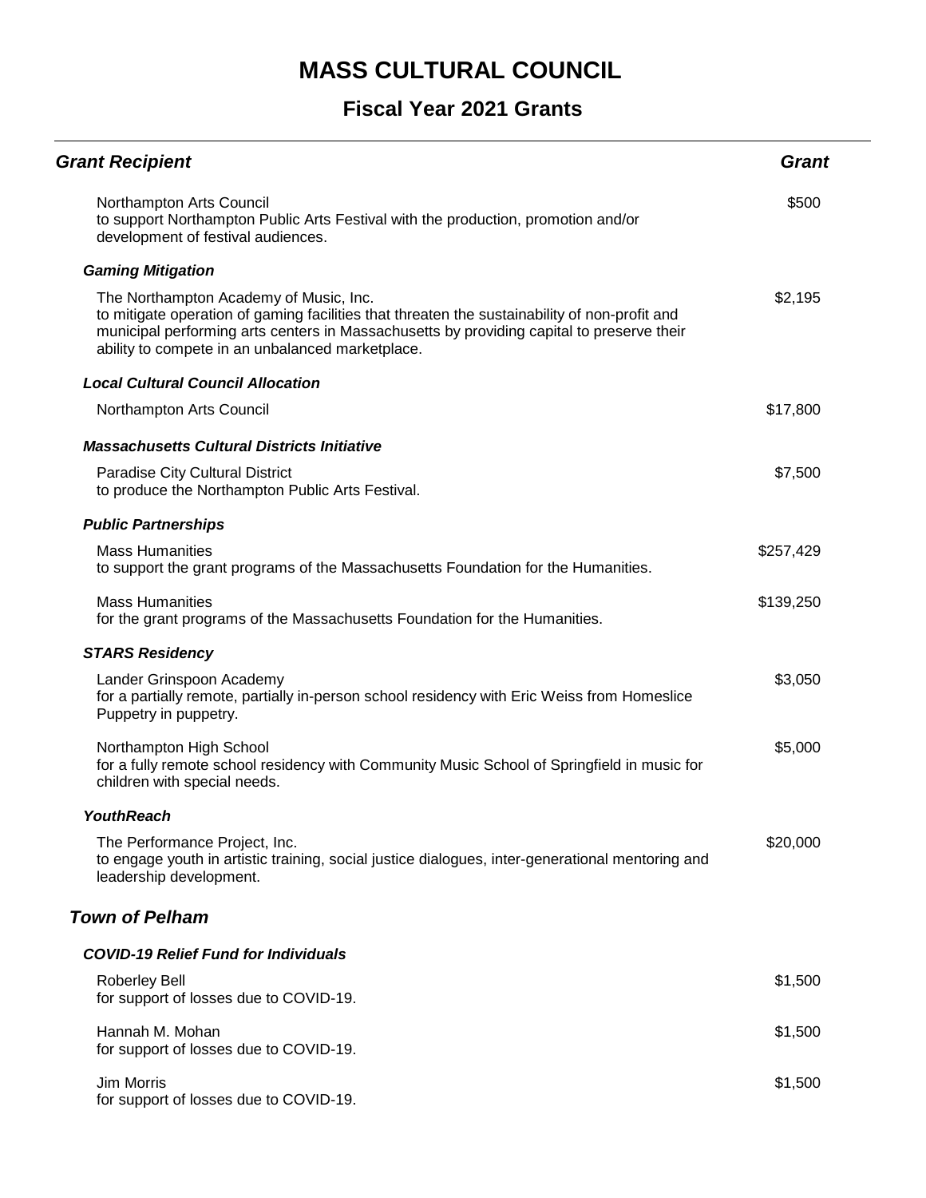# MASS CULTURAL COUNCIL

## Fiscal Year 2021 Grants

| *Grant Recipient* | *Grant* |
|---|---|
| Northampton Arts Council<br>to support Northampton Public Arts Festival with the production, promotion and/or development of festival audiences. | $500 |
| ***Gaming Mitigation*** | |
| The Northampton Academy of Music, Inc.<br>to mitigate operation of gaming facilities that threaten the sustainability of non-profit and municipal performing arts centers in Massachusetts by providing capital to preserve their ability to compete in an unbalanced marketplace. | $2,195 |
| ***Local Cultural Council Allocation*** | |
| Northampton Arts Council | $17,800 |
| ***Massachusetts Cultural Districts Initiative*** | |
| Paradise City Cultural District<br>to produce the Northampton Public Arts Festival. | $7,500 |
| ***Public Partnerships*** | |
| Mass Humanities<br>to support the grant programs of the Massachusetts Foundation for the Humanities. | $257,429 |
| Mass Humanities<br>for the grant programs of the Massachusetts Foundation for the Humanities. | $139,250 |
| ***STARS Residency*** | |
| Lander Grinspoon Academy<br>for a partially remote, partially in-person school residency with Eric Weiss from Homeslice Puppetry in puppetry. | $3,050 |
| Northampton High School<br>for a fully remote school residency with Community Music School of Springfield in music for children with special needs. | $5,000 |
| ***YouthReach*** | |
| The Performance Project, Inc.<br>to engage youth in artistic training, social justice dialogues, inter-generational mentoring and leadership development. | $20,000 |

### *Town of Pelham*

| | |
|---|---|
| ***COVID-19 Relief Fund for Individuals*** | |
| Roberley Bell<br>for support of losses due to COVID-19. | $1,500 |
| Hannah M. Mohan<br>for support of losses due to COVID-19. | $1,500 |
| Jim Morris<br>for support of losses due to COVID-19. | $1,500 |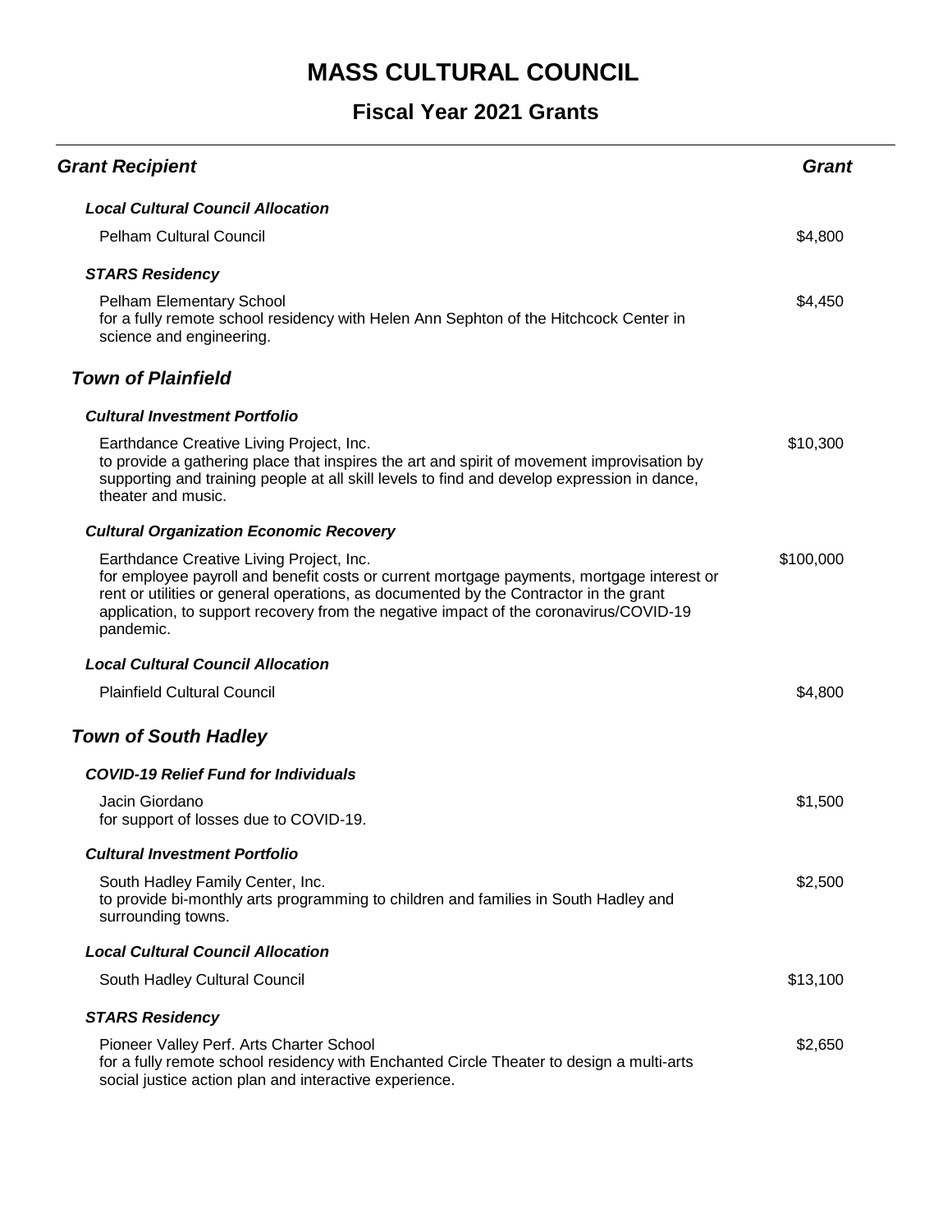# MASS CULTURAL COUNCIL

## Fiscal Year 2021 Grants

| Grant Recipient | Grant |
|---|---|
| ***Local Cultural Council Allocation*** | |
| Pelham Cultural Council | $4,800 |
| ***STARS Residency*** | |
| Pelham Elementary School<br>for a fully remote school residency with Helen Ann Sephton of the Hitchcock Center in science and engineering. | $4,450 |
| ***Town of Plainfield*** | |
| ***Cultural Investment Portfolio*** | |
| Earthdance Creative Living Project, Inc.<br>to provide a gathering place that inspires the art and spirit of movement improvisation by supporting and training people at all skill levels to find and develop expression in dance, theater and music. | $10,300 |
| ***Cultural Organization Economic Recovery*** | |
| Earthdance Creative Living Project, Inc.<br>for employee payroll and benefit costs or current mortgage payments, mortgage interest or rent or utilities or general operations, as documented by the Contractor in the grant application, to support recovery from the negative impact of the coronavirus/COVID-19 pandemic. | $100,000 |
| ***Local Cultural Council Allocation*** | |
| Plainfield Cultural Council | $4,800 |
| ***Town of South Hadley*** | |
| ***COVID-19 Relief Fund for Individuals*** | |
| Jacin Giordano<br>for support of losses due to COVID-19. | $1,500 |
| ***Cultural Investment Portfolio*** | |
| South Hadley Family Center, Inc.<br>to provide bi-monthly arts programming to children and families in South Hadley and surrounding towns. | $2,500 |
| ***Local Cultural Council Allocation*** | |
| South Hadley Cultural Council | $13,100 |
| ***STARS Residency*** | |
| Pioneer Valley Perf. Arts Charter School<br>for a fully remote school residency with Enchanted Circle Theater to design a multi-arts social justice action plan and interactive experience. | $2,650 |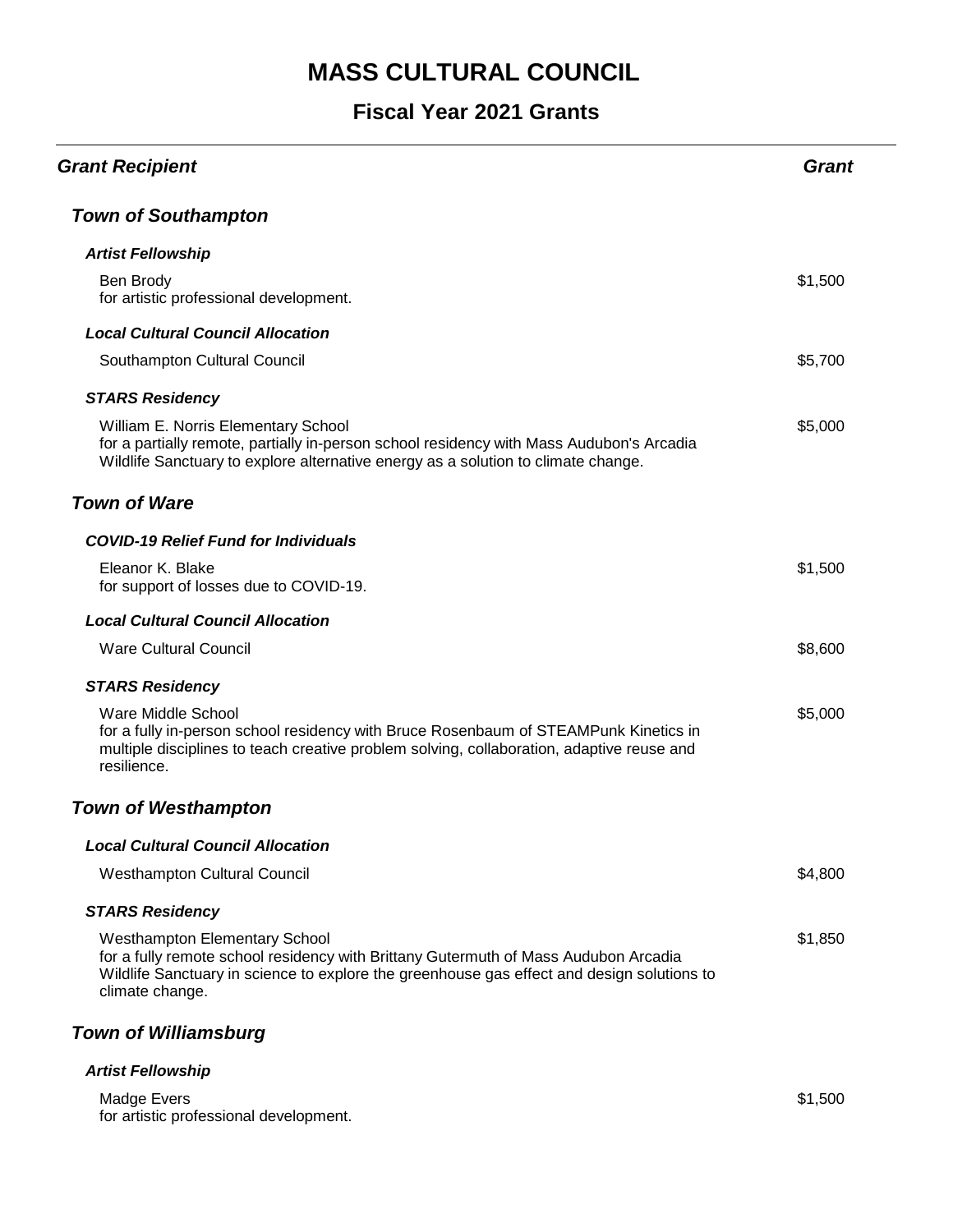# MASS CULTURAL COUNCIL

## Fiscal Year 2021 Grants

| Grant Recipient | Grant |
|---|---|
| ***Town of Southampton*** | |
| ***Artist Fellowship*** | |
| Ben Brody<br>for artistic professional development. | $1,500 |
| ***Local Cultural Council Allocation*** | |
| Southampton Cultural Council | $5,700 |
| ***STARS Residency*** | |
| William E. Norris Elementary School<br>for a partially remote, partially in-person school residency with Mass Audubon's Arcadia Wildlife Sanctuary to explore alternative energy as a solution to climate change. | $5,000 |
| ***Town of Ware*** | |
| ***COVID-19 Relief Fund for Individuals*** | |
| Eleanor K. Blake<br>for support of losses due to COVID-19. | $1,500 |
| ***Local Cultural Council Allocation*** | |
| Ware Cultural Council | $8,600 |
| ***STARS Residency*** | |
| Ware Middle School<br>for a fully in-person school residency with Bruce Rosenbaum of STEAMPunk Kinetics in multiple disciplines to teach creative problem solving, collaboration, adaptive reuse and resilience. | $5,000 |
| ***Town of Westhampton*** | |
| ***Local Cultural Council Allocation*** | |
| Westhampton Cultural Council | $4,800 |
| ***STARS Residency*** | |
| Westhampton Elementary School<br>for a fully remote school residency with Brittany Gutermuth of Mass Audubon Arcadia Wildlife Sanctuary in science to explore the greenhouse gas effect and design solutions to climate change. | $1,850 |
| ***Town of Williamsburg*** | |
| ***Artist Fellowship*** | |
| Madge Evers<br>for artistic professional development. | $1,500 |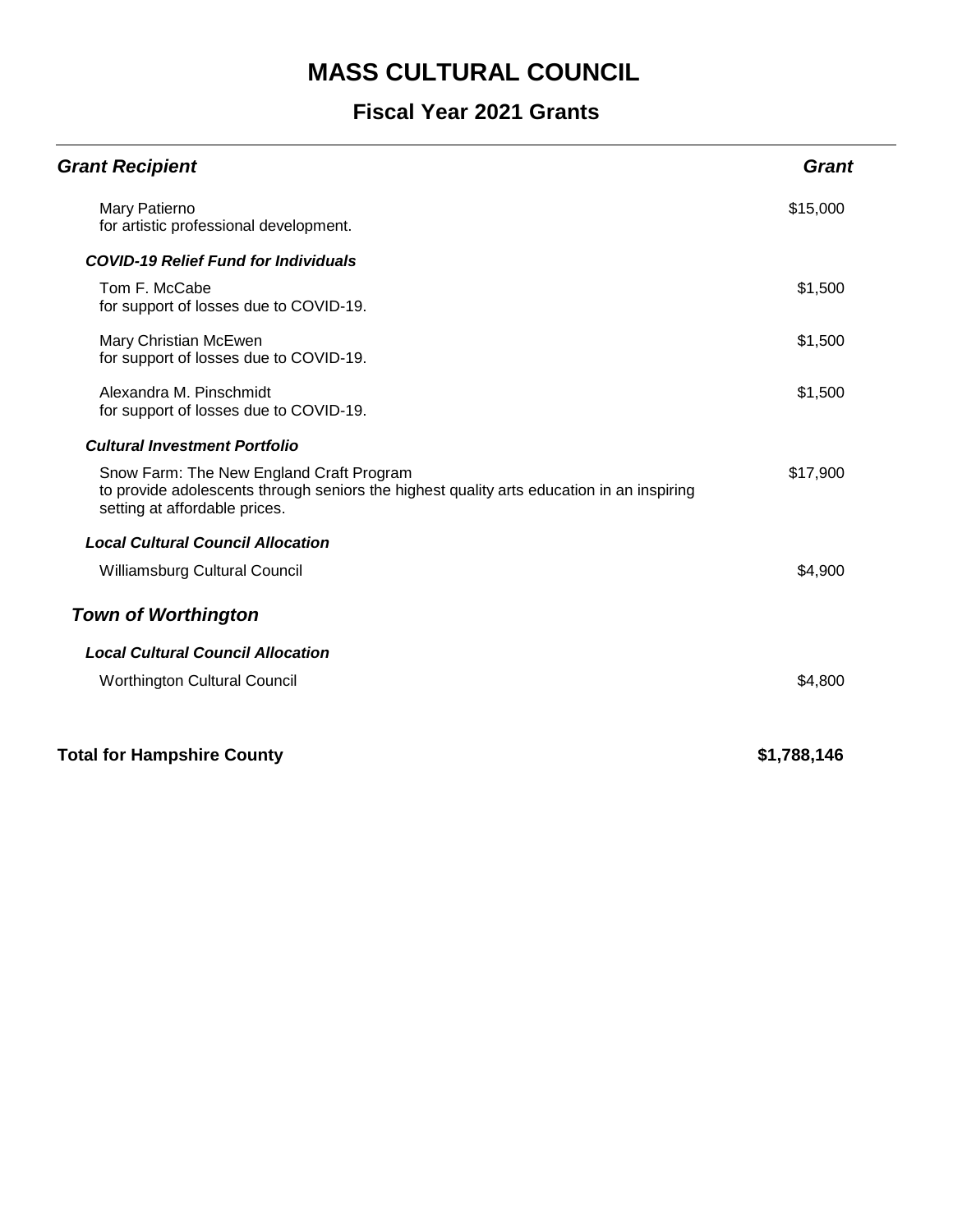# MASS CULTURAL COUNCIL

## Fiscal Year 2021 Grants

| ***Grant Recipient*** | ***Grant*** |
|---|---|
| Mary Patierno<br>for artistic professional development. | $15,000 |
| ***COVID-19 Relief Fund for Individuals*** | |
| Tom F. McCabe<br>for support of losses due to COVID-19. | $1,500 |
| Mary Christian McEwen<br>for support of losses due to COVID-19. | $1,500 |
| Alexandra M. Pinschmidt<br>for support of losses due to COVID-19. | $1,500 |
| ***Cultural Investment Portfolio*** | |
| Snow Farm: The New England Craft Program<br>to provide adolescents through seniors the highest quality arts education in an inspiring setting at affordable prices. | $17,900 |
| ***Local Cultural Council Allocation*** | |
| Williamsburg Cultural Council | $4,900 |
| ***Town of Worthington*** | |
| ***Local Cultural Council Allocation*** | |
| Worthington Cultural Council | $4,800 |
| **Total for Hampshire County** | **$1,788,146** |